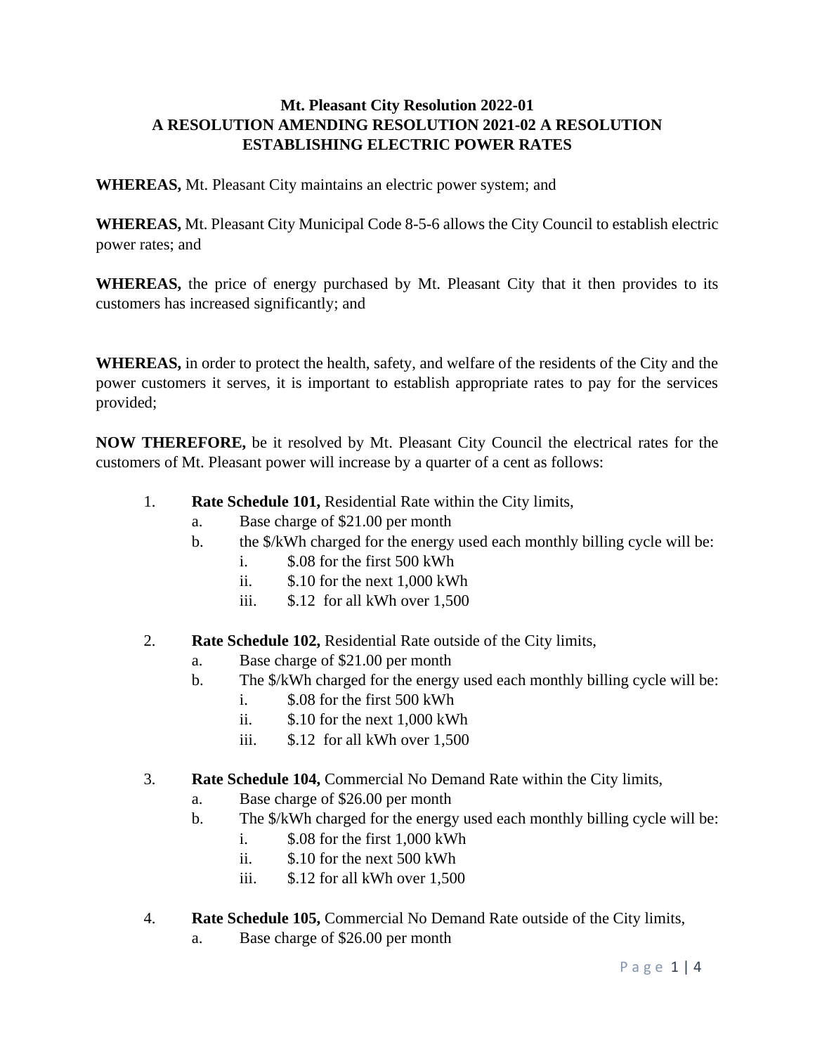**Mt. Pleasant City Resolution 2022-01**
**A RESOLUTION AMENDING RESOLUTION 2021-02 A RESOLUTION ESTABLISHING ELECTRIC POWER RATES**

**WHEREAS,** Mt. Pleasant City maintains an electric power system; and

**WHEREAS,** Mt. Pleasant City Municipal Code 8-5-6 allows the City Council to establish electric power rates; and

**WHEREAS,** the price of energy purchased by Mt. Pleasant City that it then provides to its customers has increased significantly; and

**WHEREAS,** in order to protect the health, safety, and welfare of the residents of the City and the power customers it serves, it is important to establish appropriate rates to pay for the services provided;

**NOW THEREFORE,** be it resolved by Mt. Pleasant City Council the electrical rates for the customers of Mt. Pleasant power will increase by a quarter of a cent as follows:

1. **Rate Schedule 101,** Residential Rate within the City limits,
   a. Base charge of $21.00 per month
   b. the $/kWh charged for the energy used each monthly billing cycle will be:
      i. $.08 for the first 500 kWh
      ii. $.10 for the next 1,000 kWh
      iii. $.12 for all kWh over 1,500

2. **Rate Schedule 102,** Residential Rate outside of the City limits,
   a. Base charge of $21.00 per month
   b. The $/kWh charged for the energy used each monthly billing cycle will be:
      i. $.08 for the first 500 kWh
      ii. $.10 for the next 1,000 kWh
      iii. $.12 for all kWh over 1,500

3. **Rate Schedule 104,** Commercial No Demand Rate within the City limits,
   a. Base charge of $26.00 per month
   b. The $/kWh charged for the energy used each monthly billing cycle will be:
      i. $.08 for the first 1,000 kWh
      ii. $.10 for the next 500 kWh
      iii. $.12 for all kWh over 1,500

4. **Rate Schedule 105,** Commercial No Demand Rate outside of the City limits,
   a. Base charge of $26.00 per month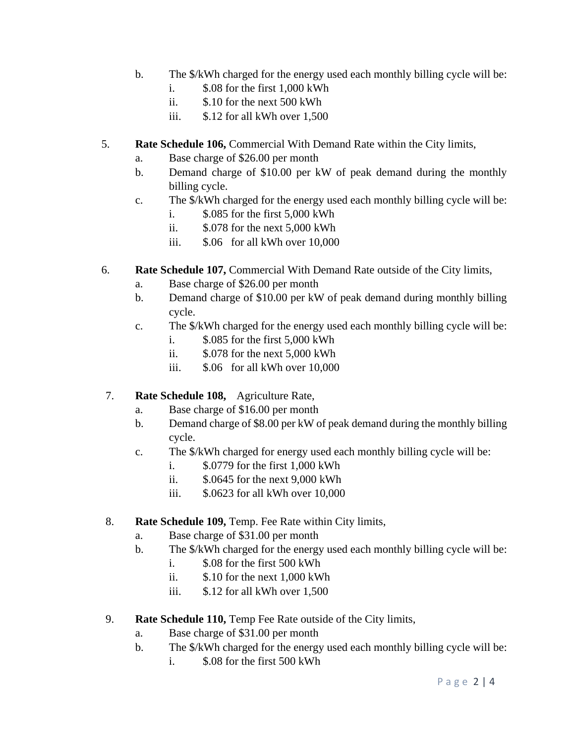b. The $/kWh charged for the energy used each monthly billing cycle will be:
   i. $.08 for the first 1,000 kWh
   ii. $.10 for the next 500 kWh
   iii. $.12 for all kWh over 1,500

5. **Rate Schedule 106,** Commercial With Demand Rate within the City limits,
   a. Base charge of $26.00 per month
   b. Demand charge of $10.00 per kW of peak demand during the monthly billing cycle.
   c. The $/kWh charged for the energy used each monthly billing cycle will be:
      i. $.085 for the first 5,000 kWh
      ii. $.078 for the next 5,000 kWh
      iii. $.06 for all kWh over 10,000

6. **Rate Schedule 107,** Commercial With Demand Rate outside of the City limits,
   a. Base charge of $26.00 per month
   b. Demand charge of $10.00 per kW of peak demand during monthly billing cycle.
   c. The $/kWh charged for the energy used each monthly billing cycle will be:
      i. $.085 for the first 5,000 kWh
      ii. $.078 for the next 5,000 kWh
      iii. $.06 for all kWh over 10,000

7. **Rate Schedule 108,** Agriculture Rate,
   a. Base charge of $16.00 per month
   b. Demand charge of $8.00 per kW of peak demand during the monthly billing cycle.
   c. The $/kWh charged for energy used each monthly billing cycle will be:
      i. $.0779 for the first 1,000 kWh
      ii. $.0645 for the next 9,000 kWh
      iii. $.0623 for all kWh over 10,000

8. **Rate Schedule 109,** Temp. Fee Rate within City limits,
   a. Base charge of $31.00 per month
   b. The $/kWh charged for the energy used each monthly billing cycle will be:
      i. $.08 for the first 500 kWh
      ii. $.10 for the next 1,000 kWh
      iii. $.12 for all kWh over 1,500

9. **Rate Schedule 110,** Temp Fee Rate outside of the City limits,
   a. Base charge of $31.00 per month
   b. The $/kWh charged for the energy used each monthly billing cycle will be:
      i. $.08 for the first 500 kWh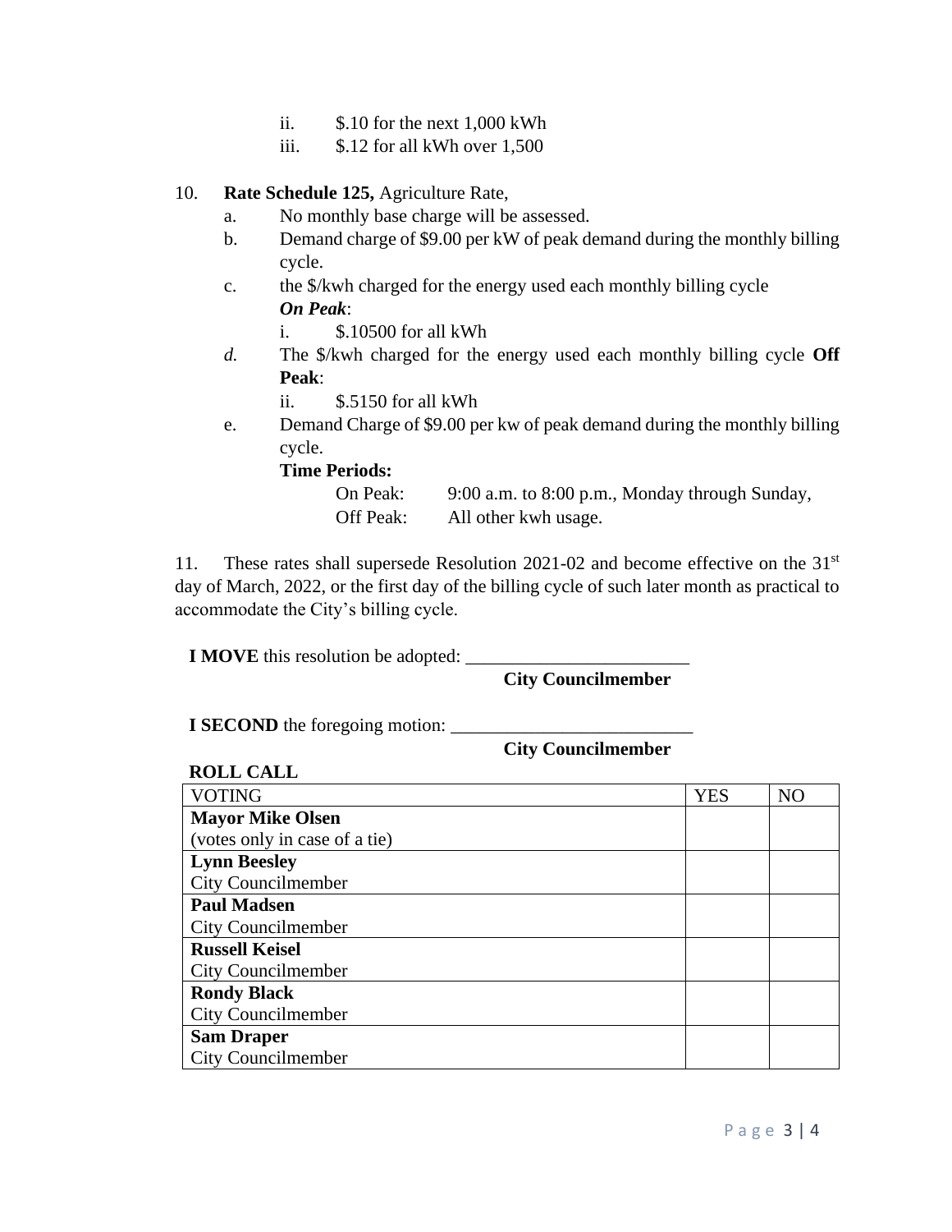ii. $.10 for the next 1,000 kWh
   iii. $.12 for all kWh over 1,500

10. **Rate Schedule 125,** Agriculture Rate,
   a. No monthly base charge will be assessed.
   b. Demand charge of $9.00 per kW of peak demand during the monthly billing cycle.
   c. the $/kwh charged for the energy used each monthly billing cycle
      ***On Peak***:
      i. $.10500 for all kWh
   *d.* The $/kwh charged for the energy used each monthly billing cycle **Off Peak**:
      ii. $.5150 for all kWh
   e. Demand Charge of $9.00 per kw of peak demand during the monthly billing cycle.

   **Time Periods:**

   On Peak: 9:00 a.m. to 8:00 p.m., Monday through Sunday,
   Off Peak: All other kwh usage.

11. These rates shall supersede Resolution 2021-02 and become effective on the 31st day of March, 2022, or the first day of the billing cycle of such later month as practical to accommodate the City's billing cycle.

**I MOVE** this resolution be adopted: ________________________
**City Councilmember**

**I SECOND** the foregoing motion: __________________________
**City Councilmember**

**ROLL CALL**

| VOTING | YES | NO |
|---|---|---|
| **Mayor Mike Olsen** (votes only in case of a tie) | | |
| **Lynn Beesley** City Councilmember | | |
| **Paul Madsen** City Councilmember | | |
| **Russell Keisel** City Councilmember | | |
| **Rondy Black** City Councilmember | | |
| **Sam Draper** City Councilmember | | |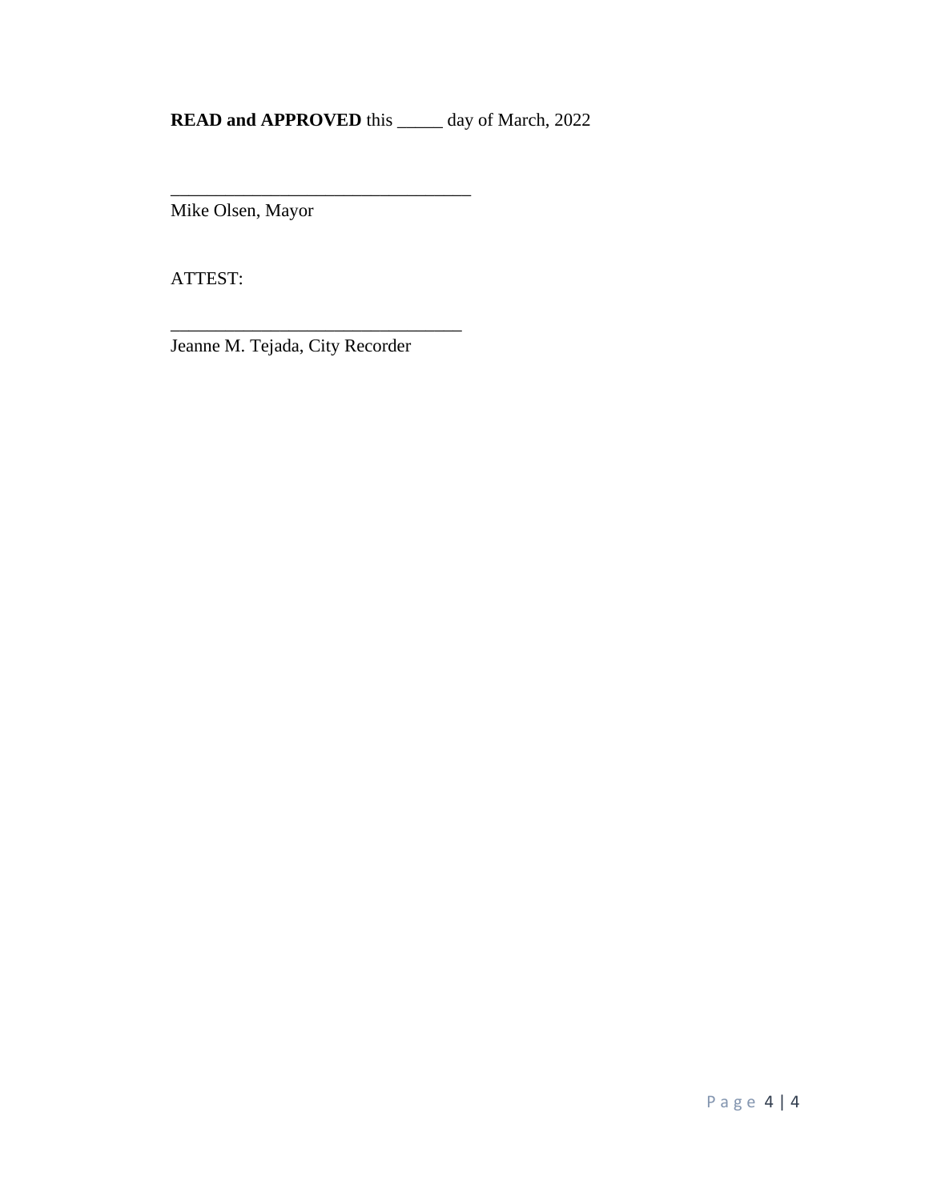**READ and APPROVED** this _____ day of March, 2022

_________________________________
Mike Olsen, Mayor

ATTEST:

________________________________
Jeanne M. Tejada, City Recorder